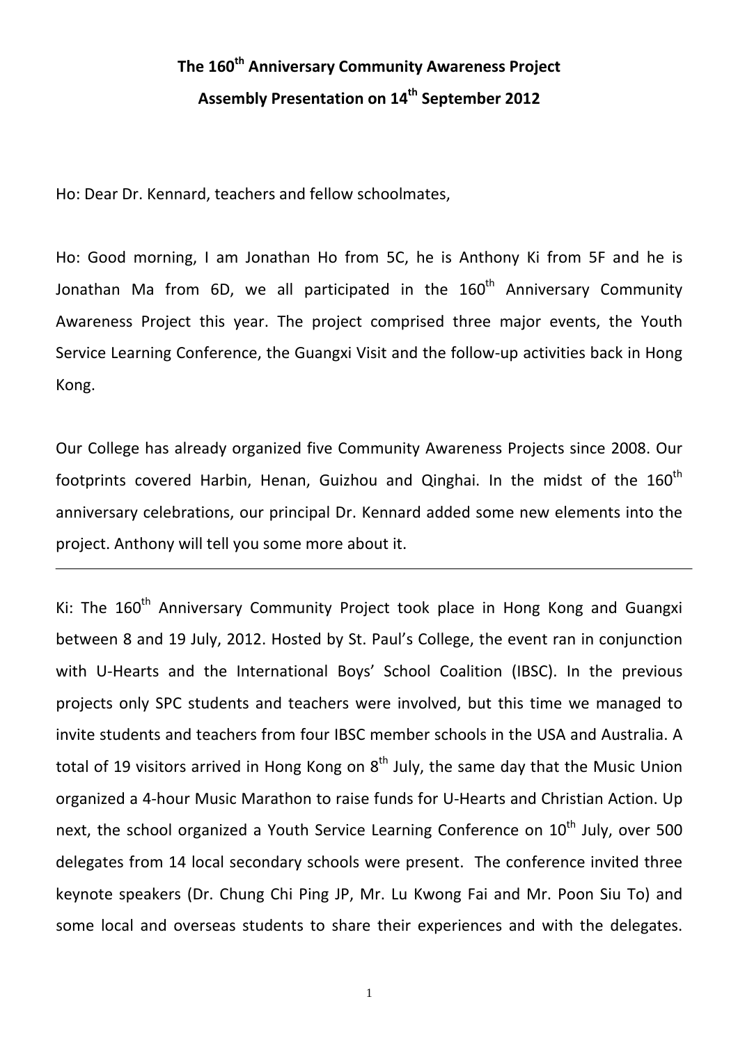# The 160th Anniversary Community Awareness Project

## Assembly Presentation on 14th September 2012

Ho: Dear Dr. Kennard, teachers and fellow schoolmates,

Ho: Good morning, I am Jonathan Ho from 5C, he is Anthony Ki from 5F and he is Jonathan Ma from 6D, we all participated in the 160th Anniversary Community Awareness Project this year. The project comprised three major events, the Youth Service Learning Conference, the Guangxi Visit and the follow-up activities back in Hong Kong.

Our College has already organized five Community Awareness Projects since 2008. Our footprints covered Harbin, Henan, Guizhou and Qinghai. In the midst of the 160th anniversary celebrations, our principal Dr. Kennard added some new elements into the project. Anthony will tell you some more about it.

---

Ki: The 160th Anniversary Community Project took place in Hong Kong and Guangxi between 8 and 19 July, 2012. Hosted by St. Paul's College, the event ran in conjunction with U-Hearts and the International Boys' School Coalition (IBSC). In the previous projects only SPC students and teachers were involved, but this time we managed to invite students and teachers from four IBSC member schools in the USA and Australia. A total of 19 visitors arrived in Hong Kong on 8th July, the same day that the Music Union organized a 4-hour Music Marathon to raise funds for U-Hearts and Christian Action. Up next, the school organized a Youth Service Learning Conference on 10th July, over 500 delegates from 14 local secondary schools were present. The conference invited three keynote speakers (Dr. Chung Chi Ping JP, Mr. Lu Kwong Fai and Mr. Poon Siu To) and some local and overseas students to share their experiences and with the delegates.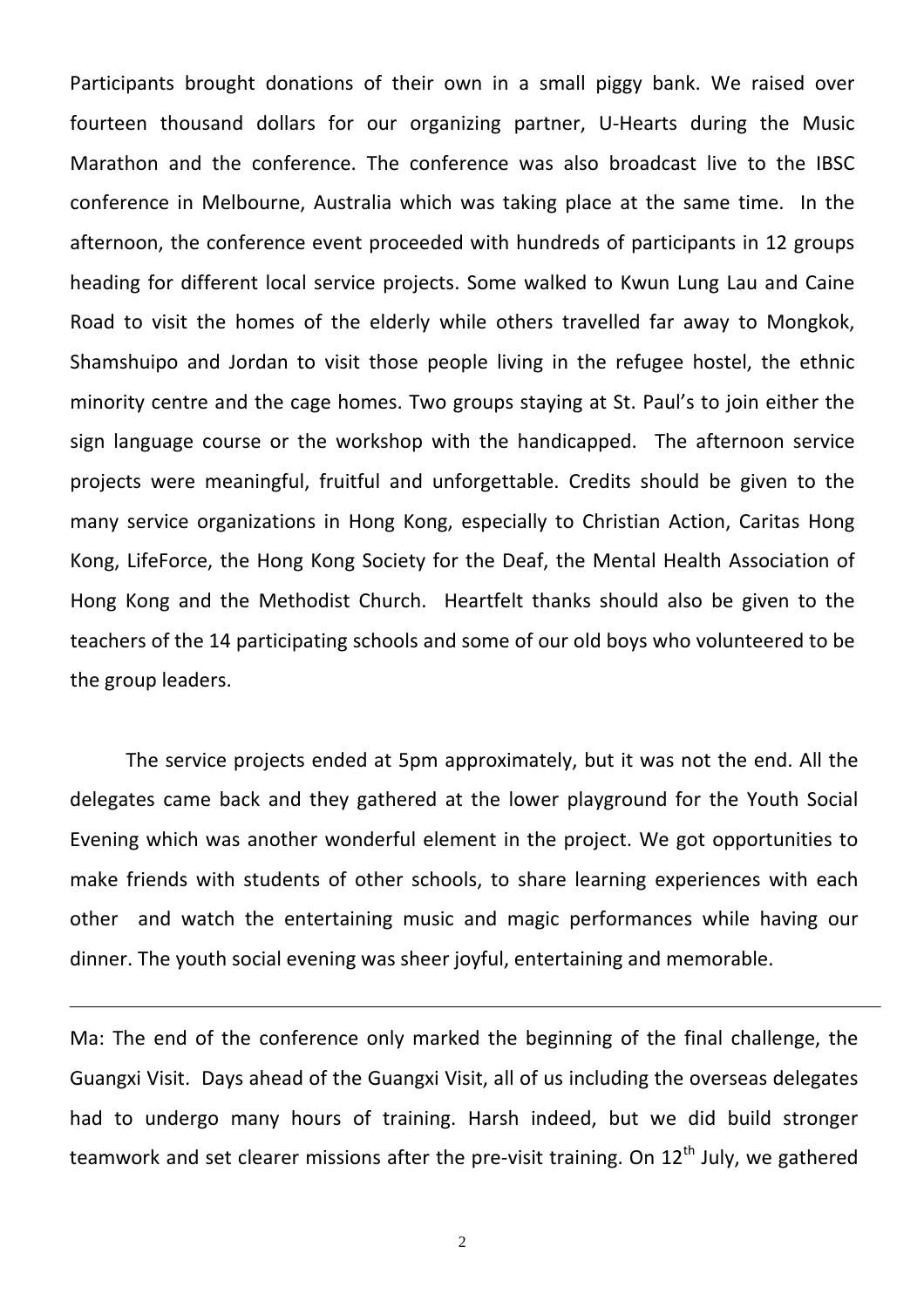Participants brought donations of their own in a small piggy bank. We raised over fourteen thousand dollars for our organizing partner, U-Hearts during the Music Marathon and the conference. The conference was also broadcast live to the IBSC conference in Melbourne, Australia which was taking place at the same time. In the afternoon, the conference event proceeded with hundreds of participants in 12 groups heading for different local service projects. Some walked to Kwun Lung Lau and Caine Road to visit the homes of the elderly while others travelled far away to Mongkok, Shamshuipo and Jordan to visit those people living in the refugee hostel, the ethnic minority centre and the cage homes. Two groups staying at St. Paul's to join either the sign language course or the workshop with the handicapped. The afternoon service projects were meaningful, fruitful and unforgettable. Credits should be given to the many service organizations in Hong Kong, especially to Christian Action, Caritas Hong Kong, LifeForce, the Hong Kong Society for the Deaf, the Mental Health Association of Hong Kong and the Methodist Church. Heartfelt thanks should also be given to the teachers of the 14 participating schools and some of our old boys who volunteered to be the group leaders.

The service projects ended at 5pm approximately, but it was not the end. All the delegates came back and they gathered at the lower playground for the Youth Social Evening which was another wonderful element in the project. We got opportunities to make friends with students of other schools, to share learning experiences with each other and watch the entertaining music and magic performances while having our dinner. The youth social evening was sheer joyful, entertaining and memorable.

---

Ma: The end of the conference only marked the beginning of the final challenge, the Guangxi Visit. Days ahead of the Guangxi Visit, all of us including the overseas delegates had to undergo many hours of training. Harsh indeed, but we did build stronger teamwork and set clearer missions after the pre-visit training. On 12th July, we gathered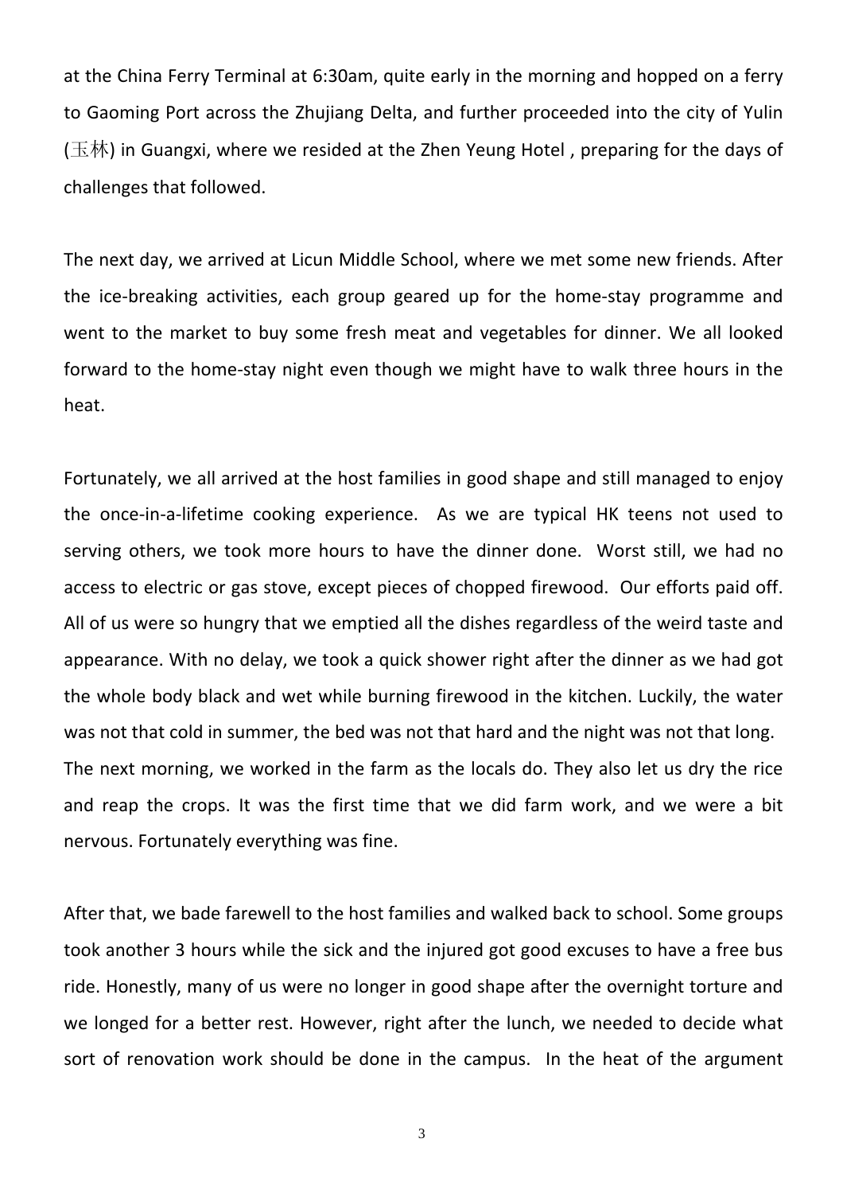at the China Ferry Terminal at 6:30am, quite early in the morning and hopped on a ferry to Gaoming Port across the Zhujiang Delta, and further proceeded into the city of Yulin (玉林) in Guangxi, where we resided at the Zhen Yeung Hotel , preparing for the days of challenges that followed.

The next day, we arrived at Licun Middle School, where we met some new friends. After the ice-breaking activities, each group geared up for the home-stay programme and went to the market to buy some fresh meat and vegetables for dinner. We all looked forward to the home-stay night even though we might have to walk three hours in the heat.

Fortunately, we all arrived at the host families in good shape and still managed to enjoy the once-in-a-lifetime cooking experience. As we are typical HK teens not used to serving others, we took more hours to have the dinner done. Worst still, we had no access to electric or gas stove, except pieces of chopped firewood. Our efforts paid off. All of us were so hungry that we emptied all the dishes regardless of the weird taste and appearance. With no delay, we took a quick shower right after the dinner as we had got the whole body black and wet while burning firewood in the kitchen. Luckily, the water was not that cold in summer, the bed was not that hard and the night was not that long. The next morning, we worked in the farm as the locals do. They also let us dry the rice and reap the crops. It was the first time that we did farm work, and we were a bit nervous. Fortunately everything was fine.

After that, we bade farewell to the host families and walked back to school. Some groups took another 3 hours while the sick and the injured got good excuses to have a free bus ride. Honestly, many of us were no longer in good shape after the overnight torture and we longed for a better rest. However, right after the lunch, we needed to decide what sort of renovation work should be done in the campus. In the heat of the argument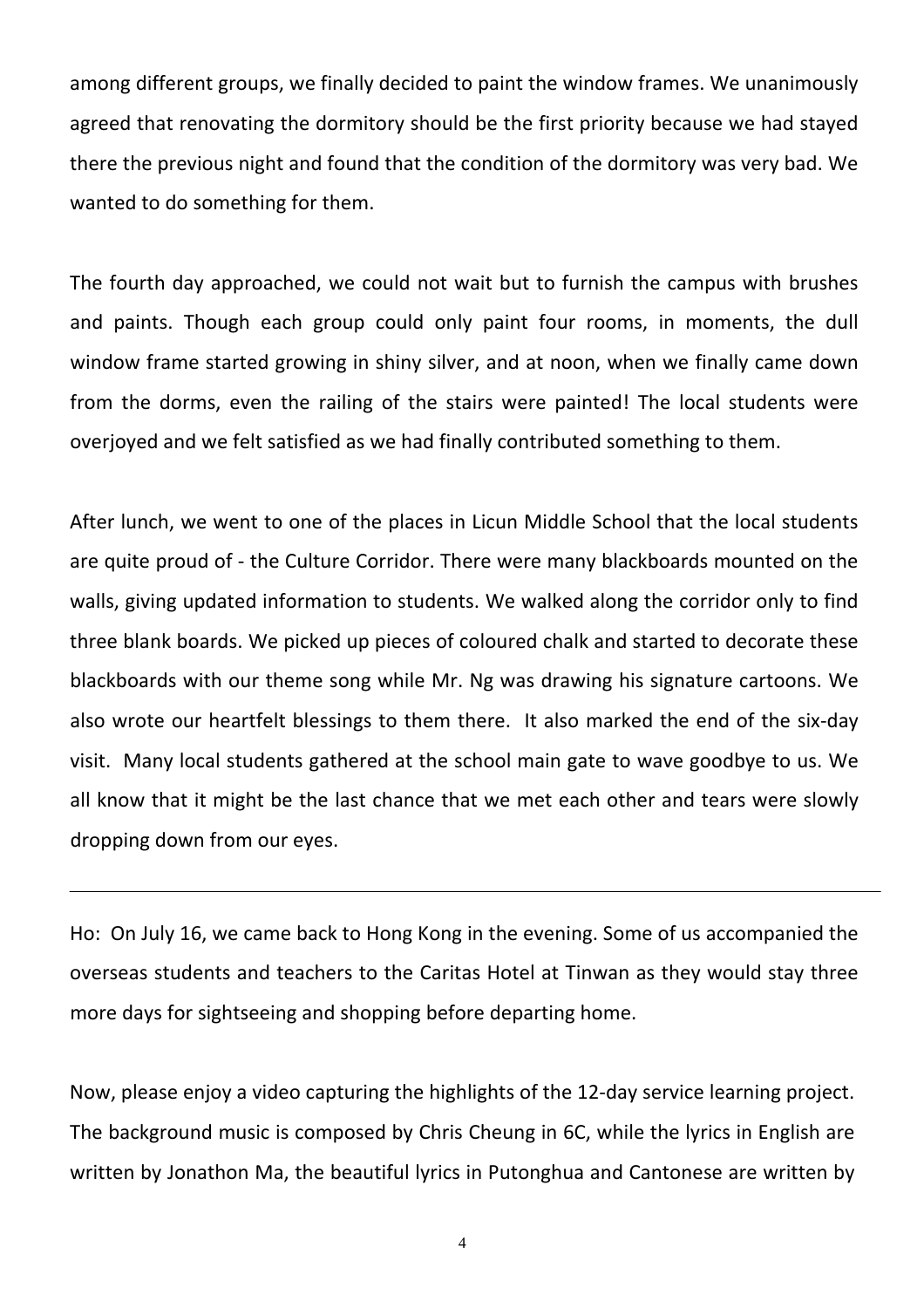among different groups, we finally decided to paint the window frames. We unanimously agreed that renovating the dormitory should be the first priority because we had stayed there the previous night and found that the condition of the dormitory was very bad. We wanted to do something for them.

The fourth day approached, we could not wait but to furnish the campus with brushes and paints. Though each group could only paint four rooms, in moments, the dull window frame started growing in shiny silver, and at noon, when we finally came down from the dorms, even the railing of the stairs were painted! The local students were overjoyed and we felt satisfied as we had finally contributed something to them.

After lunch, we went to one of the places in Licun Middle School that the local students are quite proud of - the Culture Corridor. There were many blackboards mounted on the walls, giving updated information to students. We walked along the corridor only to find three blank boards. We picked up pieces of coloured chalk and started to decorate these blackboards with our theme song while Mr. Ng was drawing his signature cartoons. We also wrote our heartfelt blessings to them there. It also marked the end of the six-day visit. Many local students gathered at the school main gate to wave goodbye to us. We all know that it might be the last chance that we met each other and tears were slowly dropping down from our eyes.

---

Ho: On July 16, we came back to Hong Kong in the evening. Some of us accompanied the overseas students and teachers to the Caritas Hotel at Tinwan as they would stay three more days for sightseeing and shopping before departing home.

Now, please enjoy a video capturing the highlights of the 12-day service learning project. The background music is composed by Chris Cheung in 6C, while the lyrics in English are written by Jonathon Ma, the beautiful lyrics in Putonghua and Cantonese are written by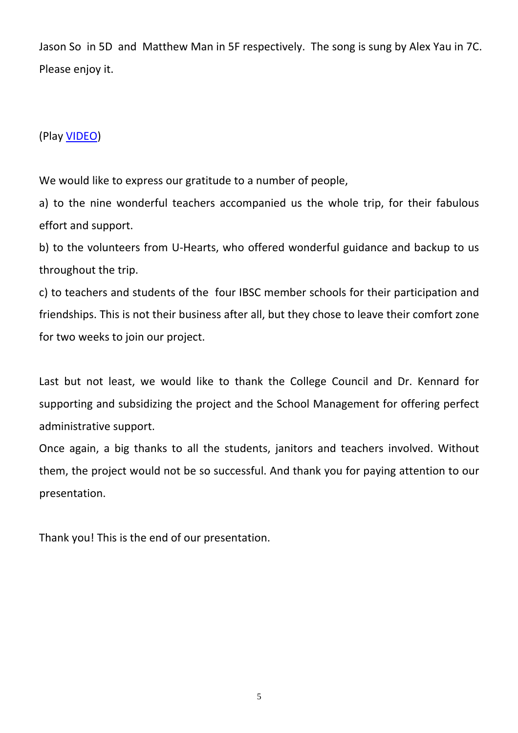Jason So in 5D and Matthew Man in 5F respectively. The song is sung by Alex Yau in 7C. Please enjoy it.

(Play VIDEO)

We would like to express our gratitude to a number of people,

a) to the nine wonderful teachers accompanied us the whole trip, for their fabulous effort and support.

b) to the volunteers from U-Hearts, who offered wonderful guidance and backup to us throughout the trip.

c) to teachers and students of the four IBSC member schools for their participation and friendships. This is not their business after all, but they chose to leave their comfort zone for two weeks to join our project.

Last but not least, we would like to thank the College Council and Dr. Kennard for supporting and subsidizing the project and the School Management for offering perfect administrative support.

Once again, a big thanks to all the students, janitors and teachers involved. Without them, the project would not be so successful. And thank you for paying attention to our presentation.

Thank you! This is the end of our presentation.